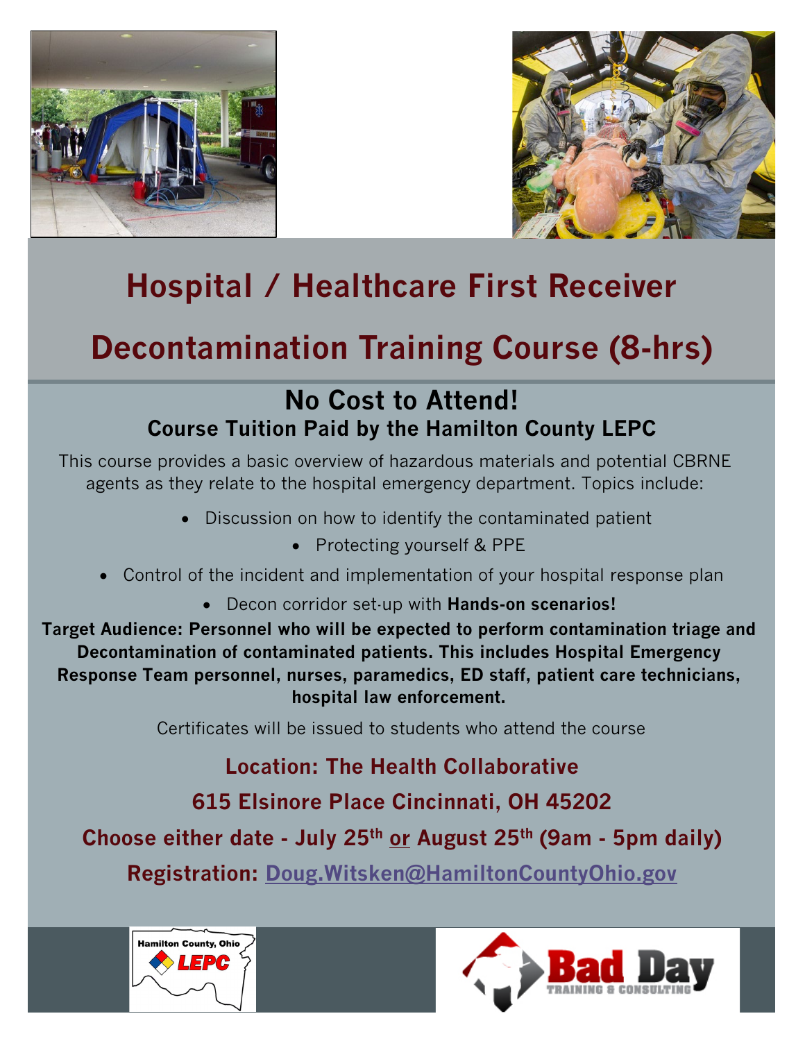# Hospital / Healthcare First Receiver

# Decontamination Training Course (8-hrs)

## No Cost to Attend!

### Course Tuition Paid by the Hamilton County LEPC

This course provides a basic overview of hazardous materials and potential CBRNE agents as they relate to the hospital emergency department. Topics include:

- Discussion on how to identify the contaminated patient
- Protecting yourself & PPE
- Control of the incident and implementation of your hospital response plan
- Decon corridor set-up with **Hands-on scenarios!**

**Target Audience: Personnel who will be expected to perform contamination triage and Decontamination of contaminated patients. This includes Hospital Emergency Response Team personnel, nurses, paramedics, ED staff, patient care technicians, hospital law enforcement.**

Certificates will be issued to students who attend the course

**Location: The Health Collaborative**

**615 Elsinore Place Cincinnati, OH 45202**

**Choose either date - July 25th or August 25th (9am - 5pm daily)**

**Registration: Doug.Witsken@HamiltonCountyOhio.gov**

Hamilton County, Ohio LEPC

Bad Day Training & Consulting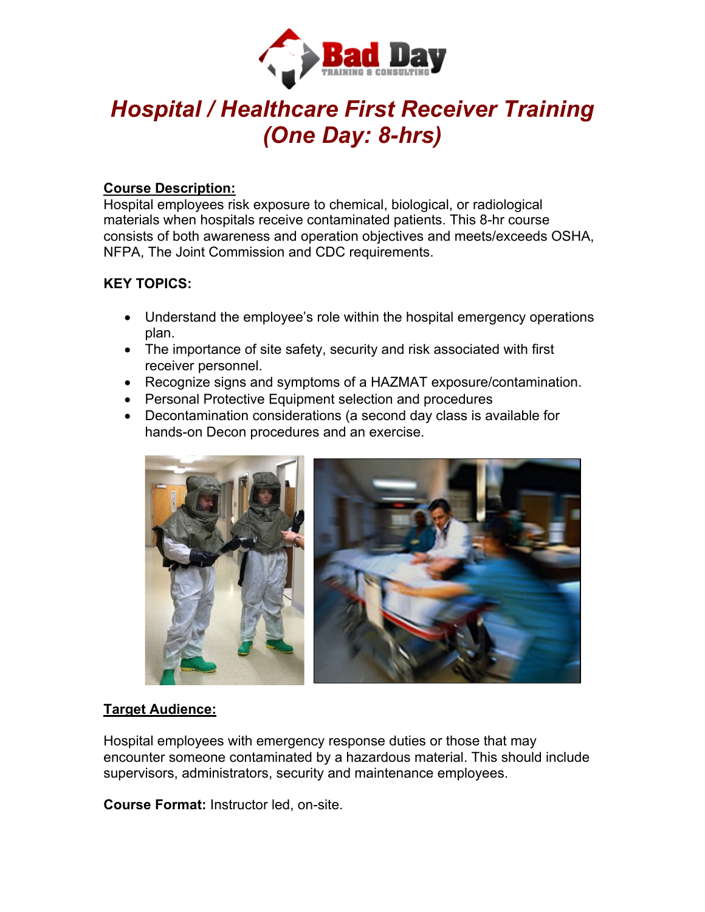# Hospital / Healthcare First Receiver Training
# (One Day: 8-hrs)

**Course Description:**
Hospital employees risk exposure to chemical, biological, or radiological materials when hospitals receive contaminated patients. This 8-hr course consists of both awareness and operation objectives and meets/exceeds OSHA, NFPA, The Joint Commission and CDC requirements.

**KEY TOPICS:**

- Understand the employee's role within the hospital emergency operations plan.
- The importance of site safety, security and risk associated with first receiver personnel.
- Recognize signs and symptoms of a HAZMAT exposure/contamination.
- Personal Protective Equipment selection and procedures
- Decontamination considerations (a second day class is available for hands-on Decon procedures and an exercise.

**Target Audience:**

Hospital employees with emergency response duties or those that may encounter someone contaminated by a hazardous material. This should include supervisors, administrators, security and maintenance employees.

**Course Format:** Instructor led, on-site.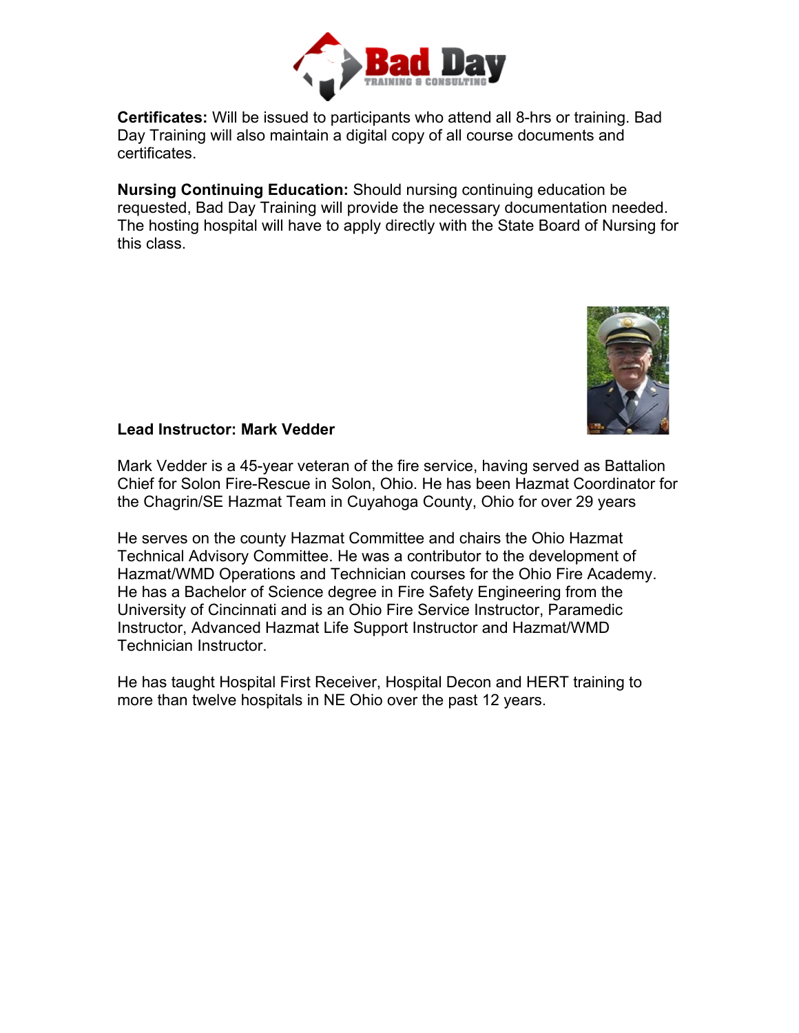**Certificates:** Will be issued to participants who attend all 8-hrs or training. Bad Day Training will also maintain a digital copy of all course documents and certificates.

**Nursing Continuing Education:** Should nursing continuing education be requested, Bad Day Training will provide the necessary documentation needed. The hosting hospital will have to apply directly with the State Board of Nursing for this class.

**Lead Instructor: Mark Vedder**

Mark Vedder is a 45-year veteran of the fire service, having served as Battalion Chief for Solon Fire-Rescue in Solon, Ohio. He has been Hazmat Coordinator for the Chagrin/SE Hazmat Team in Cuyahoga County, Ohio for over 29 years

He serves on the county Hazmat Committee and chairs the Ohio Hazmat Technical Advisory Committee. He was a contributor to the development of Hazmat/WMD Operations and Technician courses for the Ohio Fire Academy. He has a Bachelor of Science degree in Fire Safety Engineering from the University of Cincinnati and is an Ohio Fire Service Instructor, Paramedic Instructor, Advanced Hazmat Life Support Instructor and Hazmat/WMD Technician Instructor.

He has taught Hospital First Receiver, Hospital Decon and HERT training to more than twelve hospitals in NE Ohio over the past 12 years.